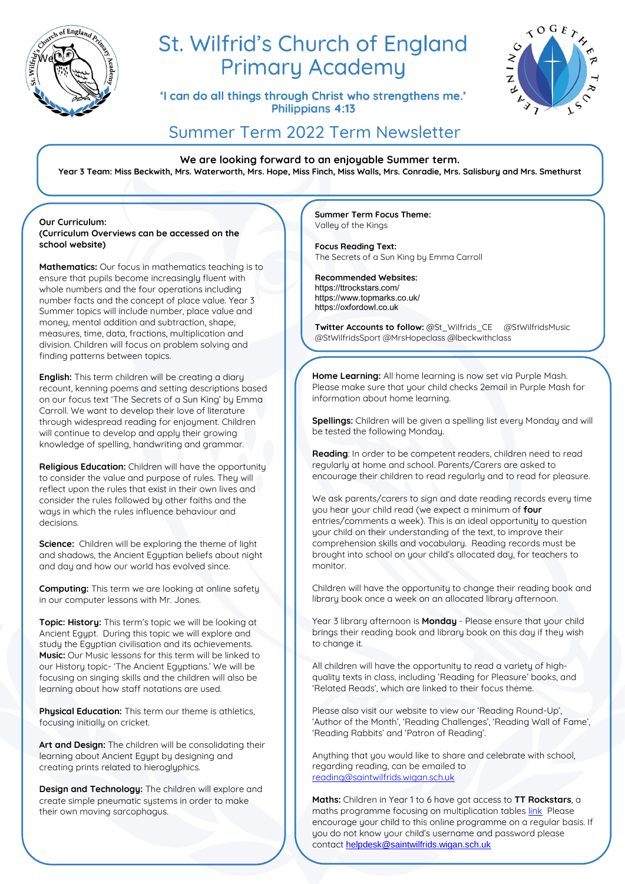# St. Wilfrid's Church of England Primary Academy

**'I can do all things through Christ who strengthens me.'**
**Philippians 4:13**

## Summer Term 2022 Term Newsletter

**We are looking forward to an enjoyable Summer term.**

**Year 3 Team: Miss Beckwith, Mrs. Waterworth, Mrs. Hope, Miss Finch, Miss Walls, Mrs. Conradie, Mrs. Salisbury and Mrs. Smethurst**

**Our Curriculum:**
**(Curriculum Overviews can be accessed on the school website)**

**Mathematics:** Our focus in mathematics teaching is to ensure that pupils become increasingly fluent with whole numbers and the four operations including number facts and the concept of place value. Year 3 Summer topics will include number, place value and money, mental addition and subtraction, shape, measures, time, data, fractions, multiplication and division. Children will focus on problem solving and finding patterns between topics.

**English:** This term children will be creating a diary recount, kenning poems and setting descriptions based on our focus text 'The Secrets of a Sun King' by Emma Carroll. We want to develop their love of literature through widespread reading for enjoyment. Children will continue to develop and apply their growing knowledge of spelling, handwriting and grammar.

**Religious Education:** Children will have the opportunity to consider the value and purpose of rules. They will reflect upon the rules that exist in their own lives and consider the rules followed by other faiths and the ways in which the rules influence behaviour and decisions.

**Science:** Children will be exploring the theme of light and shadows, the Ancient Egyptian beliefs about night and day and how our world has evolved since.

**Computing:** This term we are looking at online safety in our computer lessons with Mr. Jones.

**Topic: History:** This term's topic we will be looking at Ancient Egypt. During this topic we will explore and study the Egyptian civilisation and its achievements.
**Music:** Our Music lessons for this term will be linked to our History topic- 'The Ancient Egyptians.' We will be focusing on singing skills and the children will also be learning about how staff notations are used.

**Physical Education:** This term our theme is athletics, focusing initially on cricket.

**Art and Design:** The children will be consolidating their learning about Ancient Egypt by designing and creating prints related to hieroglyphics.

**Design and Technology:** The children will explore and create simple pneumatic systems in order to make their own moving sarcophagus.

**Summer Term Focus Theme:**
Valley of the Kings

**Focus Reading Text:**
The Secrets of a Sun King by Emma Carroll

**Recommended Websites:**
https://ttrockstars.com/
https://www.topmarks.co.uk/
https://oxfordowl.co.uk

**Twitter Accounts to follow:** @St_Wilfrids_CE @StWilfridsMusic @StWilfridsSport @MrsHopeclass @lbeckwithclass

**Home Learning:** All home learning is now set via Purple Mash. Please make sure that your child checks 2email in Purple Mash for information about home learning.

**Spellings:** Children will be given a spelling list every Monday and will be tested the following Monday.

**Reading**: In order to be competent readers, children need to read regularly at home and school. Parents/Carers are asked to encourage their children to read regularly and to read for pleasure.

We ask parents/carers to sign and date reading records every time you hear your child read (we expect a minimum of **four** entries/comments a week). This is an ideal opportunity to question your child on their understanding of the text, to improve their comprehension skills and vocabulary. Reading records must be brought into school on your child's allocated day, for teachers to monitor.

Children will have the opportunity to change their reading book and library book once a week on an allocated library afternoon.

Year 3 library afternoon is **Monday** - Please ensure that your child brings their reading book and library book on this day if they wish to change it.

All children will have the opportunity to read a variety of high-quality texts in class, including 'Reading for Pleasure' books, and 'Related Reads', which are linked to their focus theme.

Please also visit our website to view our 'Reading Round-Up', 'Author of the Month', 'Reading Challenges', 'Reading Wall of Fame', 'Reading Rabbits' and 'Patron of Reading'.

Anything that you would like to share and celebrate with school, regarding reading, can be emailed to reading@saintwilfrids.wigan.sch.uk

**Maths:** Children in Year 1 to 6 have got access to **TT Rockstars**, a maths programme focusing on multiplication tables link Please encourage your child to this online programme on a regular basis. If you do not know your child's username and password please contact helpdesk@saintwilfrids.wigan.sch.uk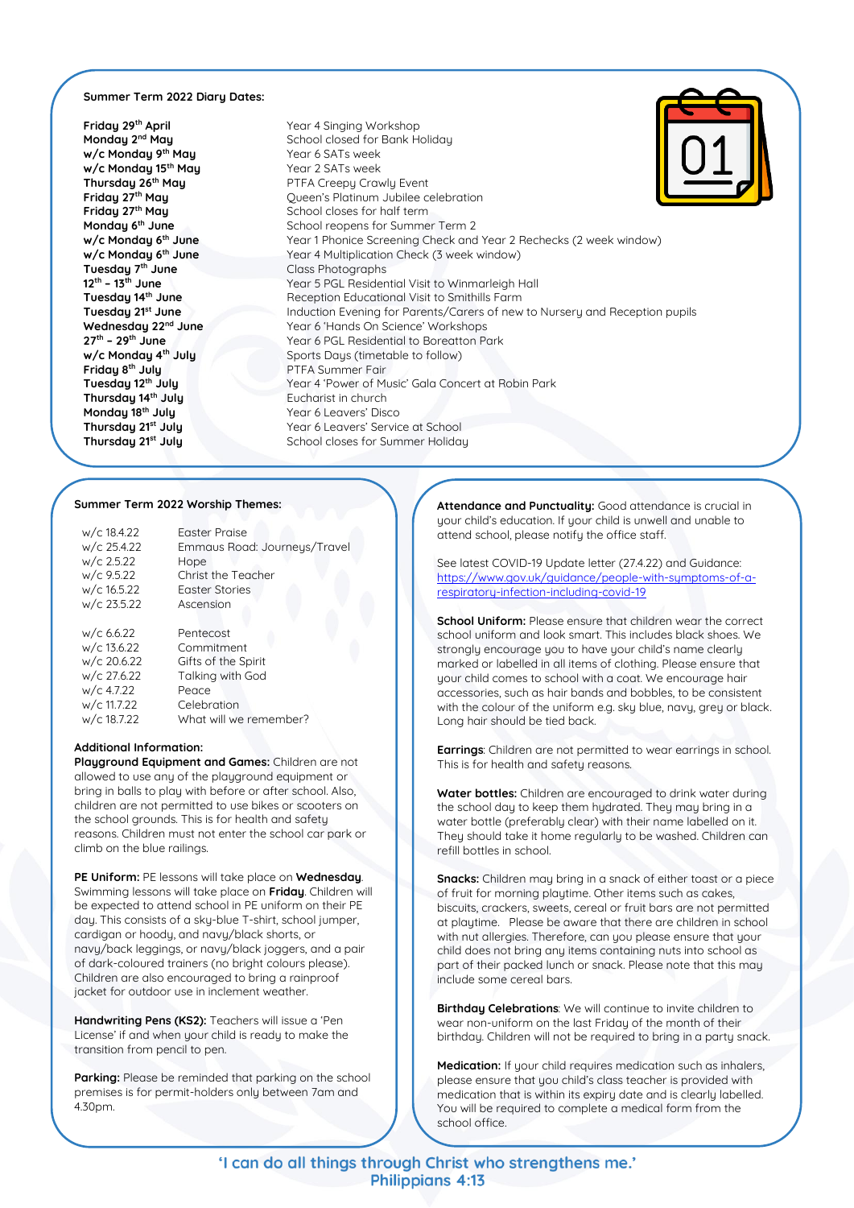## Summer Term 2022 Diary Dates:

| | |
|---|---|
| **Friday 29th April** | Year 4 Singing Workshop |
| **Monday 2nd May** | School closed for Bank Holiday |
| **w/c Monday 9th May** | Year 6 SATs week |
| **w/c Monday 15th May** | Year 2 SATs week |
| **Thursday 26th May** | PTFA Creepy Crawly Event |
| **Friday 27th May** | Queen's Platinum Jubilee celebration |
| **Friday 27th May** | School closes for half term |
| **Monday 6th June** | School reopens for Summer Term 2 |
| **w/c Monday 6th June** | Year 1 Phonice Screening Check and Year 2 Rechecks (2 week window) |
| **w/c Monday 6th June** | Year 4 Multiplication Check (3 week window) |
| **Tuesday 7th June** | Class Photographs |
| **12th – 13th June** | Year 5 PGL Residential Visit to Winmarleigh Hall |
| **Tuesday 14th June** | Reception Educational Visit to Smithills Farm |
| **Tuesday 21st June** | Induction Evening for Parents/Carers of new to Nursery and Reception pupils |
| **Wednesday 22nd June** | Year 6 'Hands On Science' Workshops |
| **27th – 29th June** | Year 6 PGL Residential to Boreatton Park |
| **w/c Monday 4th July** | Sports Days (timetable to follow) |
| **Friday 8th July** | PTFA Summer Fair |
| **Tuesday 12th July** | Year 4 'Power of Music' Gala Concert at Robin Park |
| **Thursday 14th July** | Eucharist in church |
| **Monday 18th July** | Year 6 Leavers' Disco |
| **Thursday 21st July** | Year 6 Leavers' Service at School |
| **Thursday 21st July** | School closes for Summer Holiday |

## Summer Term 2022 Worship Themes:

| | |
|---|---|
| w/c 18.4.22 | Easter Praise |
| w/c 25.4.22 | Emmaus Road: Journeys/Travel |
| w/c 2.5.22 | Hope |
| w/c 9.5.22 | Christ the Teacher |
| w/c 16.5.22 | Easter Stories |
| w/c 23.5.22 | Ascension |
| w/c 6.6.22 | Pentecost |
| w/c 13.6.22 | Commitment |
| w/c 20.6.22 | Gifts of the Spirit |
| w/c 27.6.22 | Talking with God |
| w/c 4.7.22 | Peace |
| w/c 11.7.22 | Celebration |
| w/c 18.7.22 | What will we remember? |

## Additional Information:

**Playground Equipment and Games:** Children are not allowed to use any of the playground equipment or bring in balls to play with before or after school. Also, children are not permitted to use bikes or scooters on the school grounds. This is for health and safety reasons. Children must not enter the school car park or climb on the blue railings.

**PE Uniform:** PE lessons will take place on **Wednesday**. Swimming lessons will take place on **Friday**. Children will be expected to attend school in PE uniform on their PE day. This consists of a sky-blue T-shirt, school jumper, cardigan or hoody, and navy/black shorts, or navy/back leggings, or navy/black joggers, and a pair of dark-coloured trainers (no bright colours please). Children are also encouraged to bring a rainproof jacket for outdoor use in inclement weather.

**Handwriting Pens (KS2):** Teachers will issue a 'Pen License' if and when your child is ready to make the transition from pencil to pen.

**Parking:** Please be reminded that parking on the school premises is for permit-holders only between 7am and 4.30pm.

**Attendance and Punctuality:** Good attendance is crucial in your child's education. If your child is unwell and unable to attend school, please notify the office staff.

See latest COVID-19 Update letter (27.4.22) and Guidance: https://www.gov.uk/guidance/people-with-symptoms-of-a-respiratory-infection-including-covid-19

**School Uniform:** Please ensure that children wear the correct school uniform and look smart. This includes black shoes. We strongly encourage you to have your child's name clearly marked or labelled in all items of clothing. Please ensure that your child comes to school with a coat. We encourage hair accessories, such as hair bands and bobbles, to be consistent with the colour of the uniform e.g. sky blue, navy, grey or black. Long hair should be tied back.

**Earrings**: Children are not permitted to wear earrings in school. This is for health and safety reasons.

**Water bottles:** Children are encouraged to drink water during the school day to keep them hydrated. They may bring in a water bottle (preferably clear) with their name labelled on it. They should take it home regularly to be washed. Children can refill bottles in school.

**Snacks:** Children may bring in a snack of either toast or a piece of fruit for morning playtime. Other items such as cakes, biscuits, crackers, sweets, cereal or fruit bars are not permitted at playtime. Please be aware that there are children in school with nut allergies. Therefore, can you please ensure that your child does not bring any items containing nuts into school as part of their packed lunch or snack. Please note that this may include some cereal bars.

**Birthday Celebrations**: We will continue to invite children to wear non-uniform on the last Friday of the month of their birthday. Children will not be required to bring in a party snack.

**Medication:** If your child requires medication such as inhalers, please ensure that you child's class teacher is provided with medication that is within its expiry date and is clearly labelled. You will be required to complete a medical form from the school office.

**'I can do all things through Christ who strengthens me.'**
**Philippians 4:13**